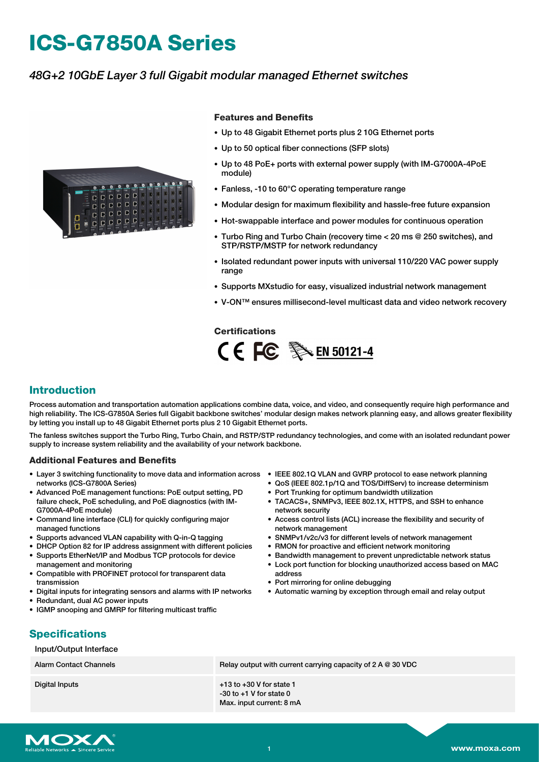# ICS-G7850A Series

*48G+2 10GbE Layer 3 full Gigabit modular managed Ethernet switches*

### Features and Benefits

- Up to 48 Gigabit Ethernet ports plus 2 10G Ethernet ports
- Up to 50 optical fiber connections (SFP slots)
- Up to 48 PoE+ ports with external power supply (with IM-G7000A-4PoE module)
- Fanless, -10 to 60°C operating temperature range
- Modular design for maximum flexibility and hassle-free future expansion
- Hot-swappable interface and power modules for continuous operation
- Turbo Ring and Turbo Chain (recovery time < 20 ms @ 250 switches), and STP/RSTP/MSTP for network redundancy
- Isolated redundant power inputs with universal 110/220 VAC power supply range
- Supports MXstudio for easy, visualized industrial network management
- V-ON™ ensures millisecond-level multicast data and video network recovery

### Certifications

CE FC EN 50121-4

## Introduction

Process automation and transportation automation applications combine data, voice, and video, and consequently require high performance and high reliability. The ICS-G7850A Series full Gigabit backbone switches' modular design makes network planning easy, and allows greater flexibility by letting you install up to 48 Gigabit Ethernet ports plus 2 10 Gigabit Ethernet ports.

The fanless switches support the Turbo Ring, Turbo Chain, and RSTP/STP redundancy technologies, and come with an isolated redundant power supply to increase system reliability and the availability of your network backbone.

### Additional Features and Benefits

- Layer 3 switching functionality to move data and information across networks (ICS-G7800A Series)
- Advanced PoE management functions: PoE output setting, PD failure check, PoE scheduling, and PoE diagnostics (with IM-G7000A-4PoE module)
- Command line interface (CLI) for quickly configuring major managed functions
- Supports advanced VLAN capability with Q-in-Q tagging
- DHCP Option 82 for IP address assignment with different policies
- Supports EtherNet/IP and Modbus TCP protocols for device management and monitoring
- Compatible with PROFINET protocol for transparent data transmission
- Digital inputs for integrating sensors and alarms with IP networks
- Redundant, dual AC power inputs
- IGMP snooping and GMRP for filtering multicast traffic
- IEEE 802.1Q VLAN and GVRP protocol to ease network planning
- QoS (IEEE 802.1p/1Q and TOS/DiffServ) to increase determinism
- Port Trunking for optimum bandwidth utilization
- TACACS+, SNMPv3, IEEE 802.1X, HTTPS, and SSH to enhance network security
- Access control lists (ACL) increase the flexibility and security of network management
- SNMPv1/v2c/v3 for different levels of network management
- RMON for proactive and efficient network monitoring
- Bandwidth management to prevent unpredictable network status
- Lock port function for blocking unauthorized access based on MAC address
- Port mirroring for online debugging
- Automatic warning by exception through email and relay output

## Specifications

Input/Output Interface

| | |
|---|---|
| Alarm Contact Channels | Relay output with current carrying capacity of 2 A @ 30 VDC |
| Digital Inputs | +13 to +30 V for state 1<br>-30 to +1 V for state 0<br>Max. input current: 8 mA |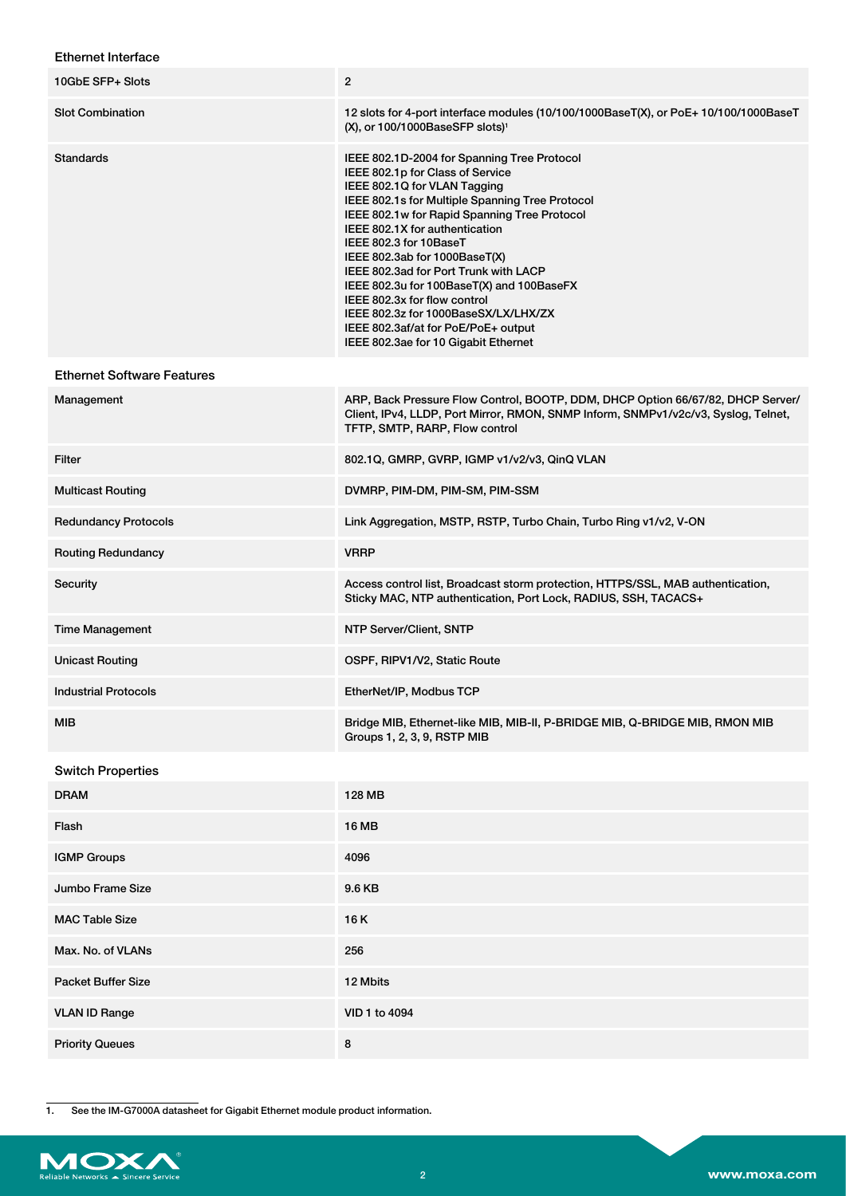## Ethernet Interface

| | |
|---|---|
| 10GbE SFP+ Slots | 2 |
| Slot Combination | 12 slots for 4-port interface modules (10/100/1000BaseT(X), or PoE+ 10/100/1000BaseT (X), or 100/1000BaseSFP slots)[1] |
| Standards | IEEE 802.1D-2004 for Spanning Tree Protocol<br>IEEE 802.1p for Class of Service<br>IEEE 802.1Q for VLAN Tagging<br>IEEE 802.1s for Multiple Spanning Tree Protocol<br>IEEE 802.1w for Rapid Spanning Tree Protocol<br>IEEE 802.1X for authentication<br>IEEE 802.3 for 10BaseT<br>IEEE 802.3ab for 1000BaseT(X)<br>IEEE 802.3ad for Port Trunk with LACP<br>IEEE 802.3u for 100BaseT(X) and 100BaseFX<br>IEEE 802.3x for flow control<br>IEEE 802.3z for 1000BaseSX/LX/LHX/ZX<br>IEEE 802.3af/at for PoE/PoE+ output<br>IEEE 802.3ae for 10 Gigabit Ethernet |

## Ethernet Software Features

| | |
|---|---|
| Management | ARP, Back Pressure Flow Control, BOOTP, DDM, DHCP Option 66/67/82, DHCP Server/Client, IPv4, LLDP, Port Mirror, RMON, SNMP Inform, SNMPv1/v2c/v3, Syslog, Telnet, TFTP, SMTP, RARP, Flow control |
| Filter | 802.1Q, GMRP, GVRP, IGMP v1/v2/v3, QinQ VLAN |
| Multicast Routing | DVMRP, PIM-DM, PIM-SM, PIM-SSM |
| Redundancy Protocols | Link Aggregation, MSTP, RSTP, Turbo Chain, Turbo Ring v1/v2, V-ON |
| Routing Redundancy | VRRP |
| Security | Access control list, Broadcast storm protection, HTTPS/SSL, MAB authentication, Sticky MAC, NTP authentication, Port Lock, RADIUS, SSH, TACACS+ |
| Time Management | NTP Server/Client, SNTP |
| Unicast Routing | OSPF, RIPV1/V2, Static Route |
| Industrial Protocols | EtherNet/IP, Modbus TCP |
| MIB | Bridge MIB, Ethernet-like MIB, MIB-II, P-BRIDGE MIB, Q-BRIDGE MIB, RMON MIB Groups 1, 2, 3, 9, RSTP MIB |

## Switch Properties

| | |
|---|---|
| DRAM | 128 MB |
| Flash | 16 MB |
| IGMP Groups | 4096 |
| Jumbo Frame Size | 9.6 KB |
| MAC Table Size | 16 K |
| Max. No. of VLANs | 256 |
| Packet Buffer Size | 12 Mbits |
| VLAN ID Range | VID 1 to 4094 |
| Priority Queues | 8 |

1. See the IM-G7000A datasheet for Gigabit Ethernet module product information.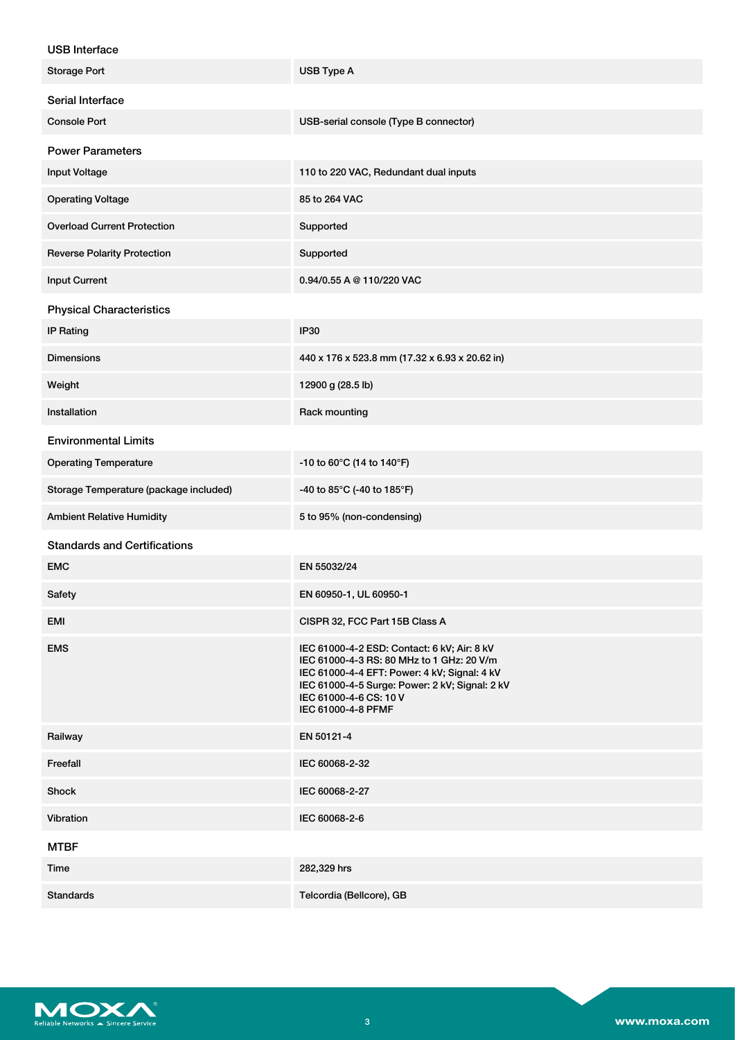### USB Interface

| | |
|---|---|
| Storage Port | USB Type A |

### Serial Interface

| | |
|---|---|
| Console Port | USB-serial console (Type B connector) |

### Power Parameters

| | |
|---|---|
| Input Voltage | 110 to 220 VAC, Redundant dual inputs |
| Operating Voltage | 85 to 264 VAC |
| Overload Current Protection | Supported |
| Reverse Polarity Protection | Supported |
| Input Current | 0.94/0.55 A @ 110/220 VAC |

### Physical Characteristics

| | |
|---|---|
| IP Rating | IP30 |
| Dimensions | 440 x 176 x 523.8 mm (17.32 x 6.93 x 20.62 in) |
| Weight | 12900 g (28.5 lb) |
| Installation | Rack mounting |

### Environmental Limits

| | |
|---|---|
| Operating Temperature | -10 to 60°C (14 to 140°F) |
| Storage Temperature (package included) | -40 to 85°C (-40 to 185°F) |
| Ambient Relative Humidity | 5 to 95% (non-condensing) |

### Standards and Certifications

| | |
|---|---|
| EMC | EN 55032/24 |
| Safety | EN 60950-1, UL 60950-1 |
| EMI | CISPR 32, FCC Part 15B Class A |
| EMS | IEC 61000-4-2 ESD: Contact: 6 kV; Air: 8 kV<br>IEC 61000-4-3 RS: 80 MHz to 1 GHz: 20 V/m<br>IEC 61000-4-4 EFT: Power: 4 kV; Signal: 4 kV<br>IEC 61000-4-5 Surge: Power: 2 kV; Signal: 2 kV<br>IEC 61000-4-6 CS: 10 V<br>IEC 61000-4-8 PFMF |
| Railway | EN 50121-4 |
| Freefall | IEC 60068-2-32 |
| Shock | IEC 60068-2-27 |
| Vibration | IEC 60068-2-6 |

### MTBF

| | |
|---|---|
| Time | 282,329 hrs |
| Standards | Telcordia (Bellcore), GB |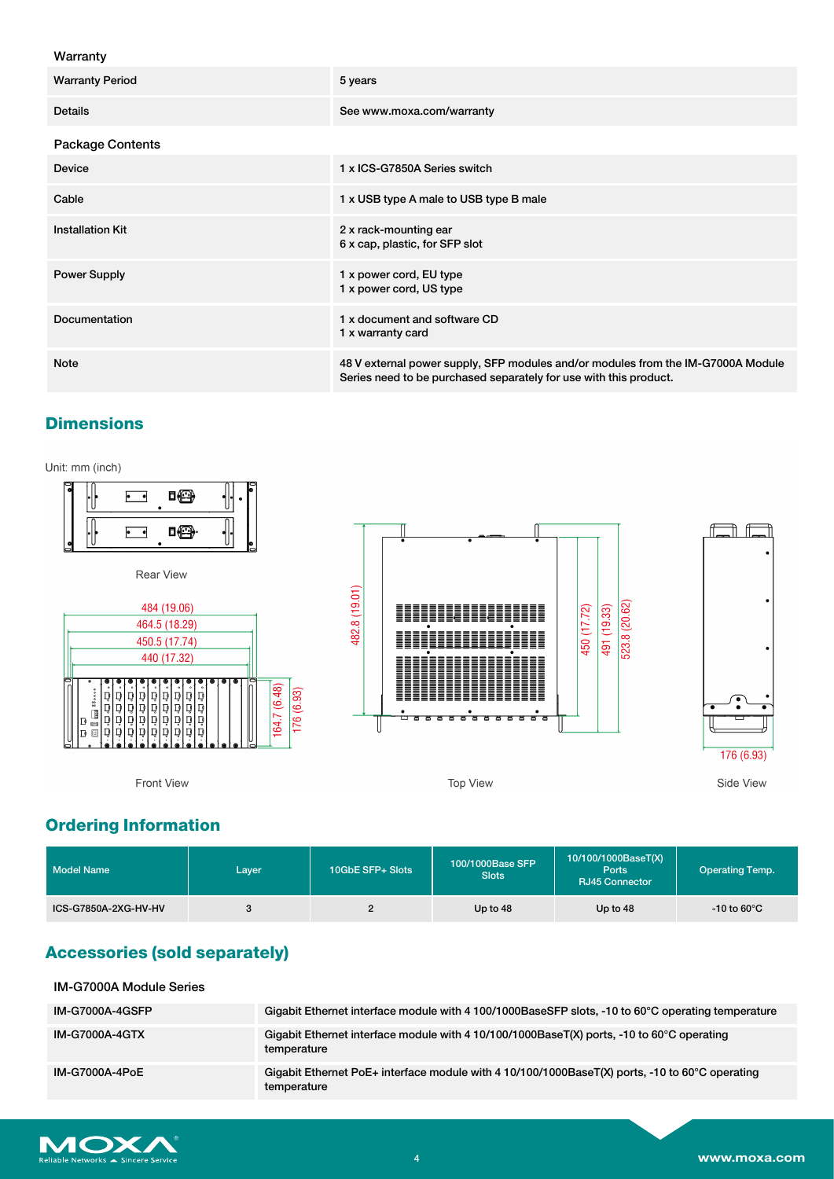### Warranty

| | |
|---|---|
| Warranty Period | 5 years |
| Details | See www.moxa.com/warranty |

### Package Contents

| | |
|---|---|
| Device | 1 x ICS-G7850A Series switch |
| Cable | 1 x USB type A male to USB type B male |
| Installation Kit | 2 x rack-mounting ear<br>6 x cap, plastic, for SFP slot |
| Power Supply | 1 x power cord, EU type<br>1 x power cord, US type |
| Documentation | 1 x document and software CD<br>1 x warranty card |
| Note | 48 V external power supply, SFP modules and/or modules from the IM-G7000A Module Series need to be purchased separately for use with this product. |

## Dimensions

Unit: mm (inch)

Rear View

484 (19.06)
464.5 (18.29)
450.5 (17.74)
440 (17.32)
164.7 (6.48)
176 (6.93)

Front View

482.8 (19.01)
450 (17.72)
491 (19.33)
523.8 (20.62)

Top View

176 (6.93)

Side View

## Ordering Information

| Model Name | Layer | 10GbE SFP+ Slots | 100/1000Base SFP Slots | 10/100/1000BaseT(X) Ports RJ45 Connector | Operating Temp. |
|---|---|---|---|---|---|
| ICS-G7850A-2XG-HV-HV | 3 | 2 | Up to 48 | Up to 48 | -10 to 60°C |

## Accessories (sold separately)

### IM-G7000A Module Series

| | |
|---|---|
| IM-G7000A-4GSFP | Gigabit Ethernet interface module with 4 100/1000BaseSFP slots, -10 to 60°C operating temperature |
| IM-G7000A-4GTX | Gigabit Ethernet interface module with 4 10/100/1000BaseT(X) ports, -10 to 60°C operating temperature |
| IM-G7000A-4PoE | Gigabit Ethernet PoE+ interface module with 4 10/100/1000BaseT(X) ports, -10 to 60°C operating temperature |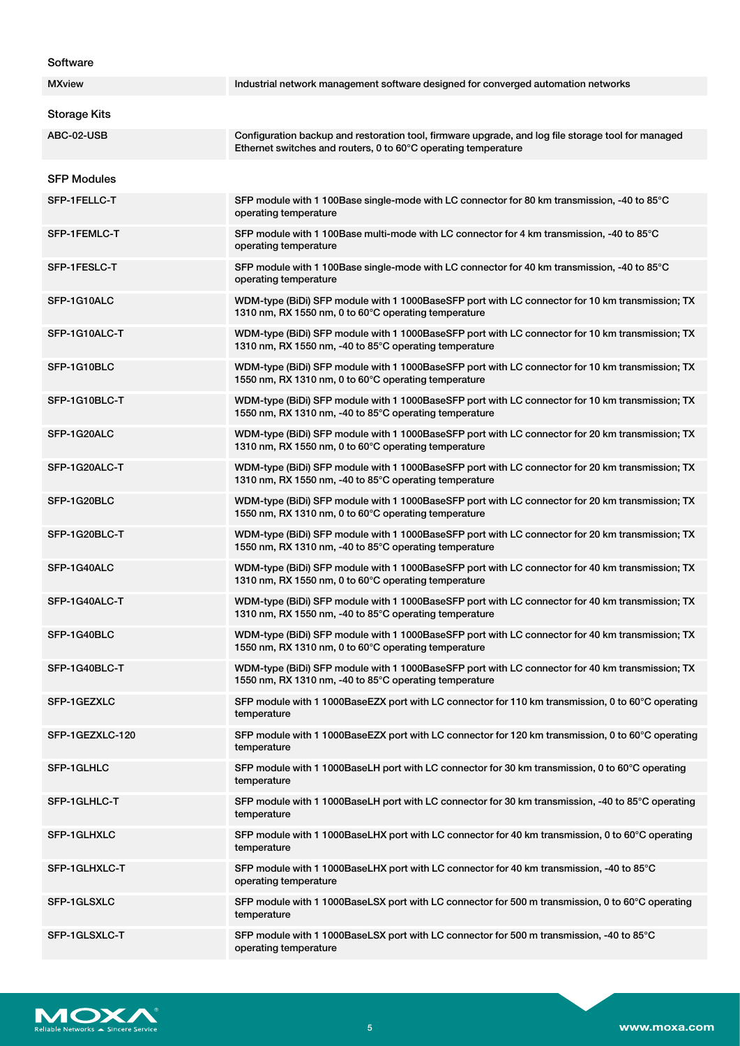### Software

| | |
|---|---|
| MXview | Industrial network management software designed for converged automation networks |

### Storage Kits

| | |
|---|---|
| ABC-02-USB | Configuration backup and restoration tool, firmware upgrade, and log file storage tool for managed Ethernet switches and routers, 0 to 60°C operating temperature |

### SFP Modules

| | |
|---|---|
| SFP-1FELLC-T | SFP module with 1 100Base single-mode with LC connector for 80 km transmission, -40 to 85°C operating temperature |
| SFP-1FEMLC-T | SFP module with 1 100Base multi-mode with LC connector for 4 km transmission, -40 to 85°C operating temperature |
| SFP-1FESLC-T | SFP module with 1 100Base single-mode with LC connector for 40 km transmission, -40 to 85°C operating temperature |
| SFP-1G10ALC | WDM-type (BiDi) SFP module with 1 1000BaseSFP port with LC connector for 10 km transmission; TX 1310 nm, RX 1550 nm, 0 to 60°C operating temperature |
| SFP-1G10ALC-T | WDM-type (BiDi) SFP module with 1 1000BaseSFP port with LC connector for 10 km transmission; TX 1310 nm, RX 1550 nm, -40 to 85°C operating temperature |
| SFP-1G10BLC | WDM-type (BiDi) SFP module with 1 1000BaseSFP port with LC connector for 10 km transmission; TX 1550 nm, RX 1310 nm, 0 to 60°C operating temperature |
| SFP-1G10BLC-T | WDM-type (BiDi) SFP module with 1 1000BaseSFP port with LC connector for 10 km transmission; TX 1550 nm, RX 1310 nm, -40 to 85°C operating temperature |
| SFP-1G20ALC | WDM-type (BiDi) SFP module with 1 1000BaseSFP port with LC connector for 20 km transmission; TX 1310 nm, RX 1550 nm, 0 to 60°C operating temperature |
| SFP-1G20ALC-T | WDM-type (BiDi) SFP module with 1 1000BaseSFP port with LC connector for 20 km transmission; TX 1310 nm, RX 1550 nm, -40 to 85°C operating temperature |
| SFP-1G20BLC | WDM-type (BiDi) SFP module with 1 1000BaseSFP port with LC connector for 20 km transmission; TX 1550 nm, RX 1310 nm, 0 to 60°C operating temperature |
| SFP-1G20BLC-T | WDM-type (BiDi) SFP module with 1 1000BaseSFP port with LC connector for 20 km transmission; TX 1550 nm, RX 1310 nm, -40 to 85°C operating temperature |
| SFP-1G40ALC | WDM-type (BiDi) SFP module with 1 1000BaseSFP port with LC connector for 40 km transmission; TX 1310 nm, RX 1550 nm, 0 to 60°C operating temperature |
| SFP-1G40ALC-T | WDM-type (BiDi) SFP module with 1 1000BaseSFP port with LC connector for 40 km transmission; TX 1310 nm, RX 1550 nm, -40 to 85°C operating temperature |
| SFP-1G40BLC | WDM-type (BiDi) SFP module with 1 1000BaseSFP port with LC connector for 40 km transmission; TX 1550 nm, RX 1310 nm, 0 to 60°C operating temperature |
| SFP-1G40BLC-T | WDM-type (BiDi) SFP module with 1 1000BaseSFP port with LC connector for 40 km transmission; TX 1550 nm, RX 1310 nm, -40 to 85°C operating temperature |
| SFP-1GEZXLC | SFP module with 1 1000BaseEZX port with LC connector for 110 km transmission, 0 to 60°C operating temperature |
| SFP-1GEZXLC-120 | SFP module with 1 1000BaseEZX port with LC connector for 120 km transmission, 0 to 60°C operating temperature |
| SFP-1GLHLC | SFP module with 1 1000BaseLH port with LC connector for 30 km transmission, 0 to 60°C operating temperature |
| SFP-1GLHLC-T | SFP module with 1 1000BaseLH port with LC connector for 30 km transmission, -40 to 85°C operating temperature |
| SFP-1GLHXLC | SFP module with 1 1000BaseLHX port with LC connector for 40 km transmission, 0 to 60°C operating temperature |
| SFP-1GLHXLC-T | SFP module with 1 1000BaseLHX port with LC connector for 40 km transmission, -40 to 85°C operating temperature |
| SFP-1GLSXLC | SFP module with 1 1000BaseLSX port with LC connector for 500 m transmission, 0 to 60°C operating temperature |
| SFP-1GLSXLC-T | SFP module with 1 1000BaseLSX port with LC connector for 500 m transmission, -40 to 85°C operating temperature |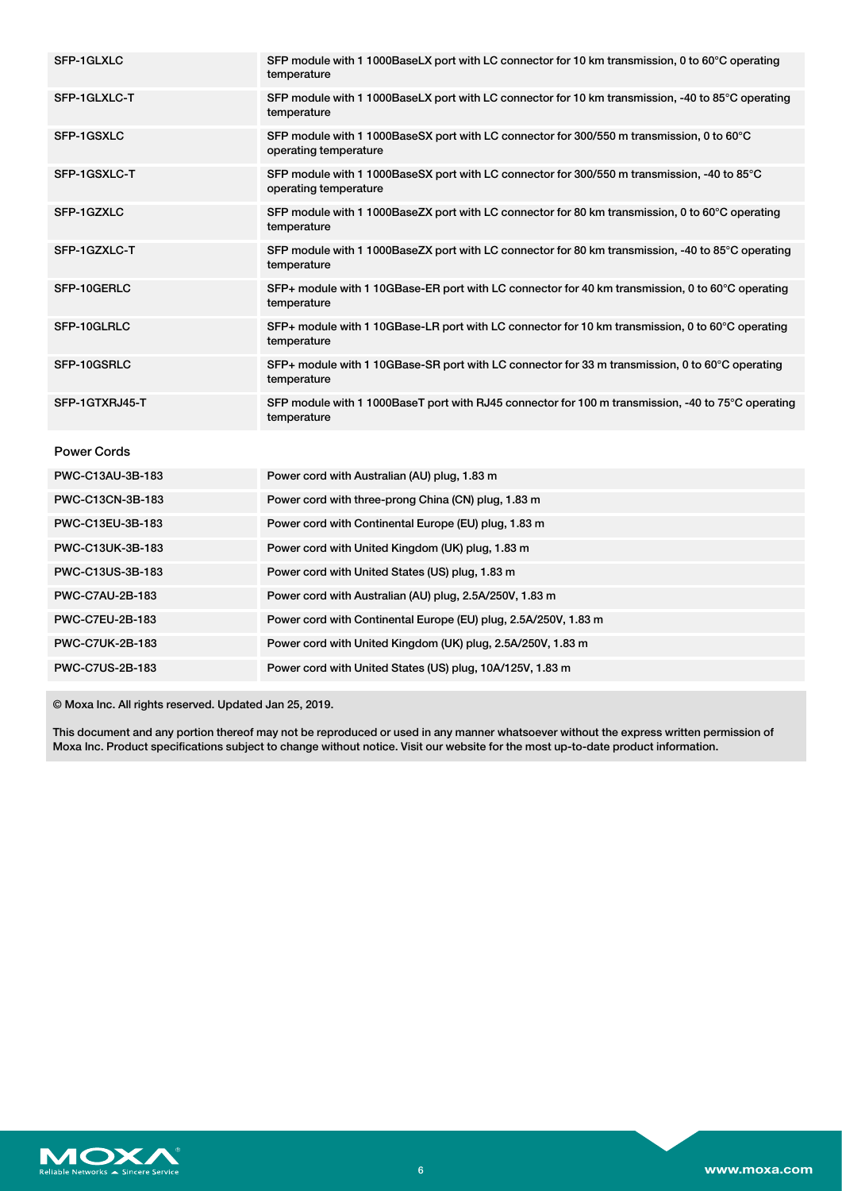| | |
|---|---|
| SFP-1GLXLC | SFP module with 1 1000BaseLX port with LC connector for 10 km transmission, 0 to 60°C operating temperature |
| SFP-1GLXLC-T | SFP module with 1 1000BaseLX port with LC connector for 10 km transmission, -40 to 85°C operating temperature |
| SFP-1GSXLC | SFP module with 1 1000BaseSX port with LC connector for 300/550 m transmission, 0 to 60°C operating temperature |
| SFP-1GSXLC-T | SFP module with 1 1000BaseSX port with LC connector for 300/550 m transmission, -40 to 85°C operating temperature |
| SFP-1GZXLC | SFP module with 1 1000BaseZX port with LC connector for 80 km transmission, 0 to 60°C operating temperature |
| SFP-1GZXLC-T | SFP module with 1 1000BaseZX port with LC connector for 80 km transmission, -40 to 85°C operating temperature |
| SFP-10GERLC | SFP+ module with 1 10GBase-ER port with LC connector for 40 km transmission, 0 to 60°C operating temperature |
| SFP-10GLRLC | SFP+ module with 1 10GBase-LR port with LC connector for 10 km transmission, 0 to 60°C operating temperature |
| SFP-10GSRLC | SFP+ module with 1 10GBase-SR port with LC connector for 33 m transmission, 0 to 60°C operating temperature |
| SFP-1GTXRJ45-T | SFP module with 1 1000BaseT port with RJ45 connector for 100 m transmission, -40 to 75°C operating temperature |

Power Cords

| | |
|---|---|
| PWC-C13AU-3B-183 | Power cord with Australian (AU) plug, 1.83 m |
| PWC-C13CN-3B-183 | Power cord with three-prong China (CN) plug, 1.83 m |
| PWC-C13EU-3B-183 | Power cord with Continental Europe (EU) plug, 1.83 m |
| PWC-C13UK-3B-183 | Power cord with United Kingdom (UK) plug, 1.83 m |
| PWC-C13US-3B-183 | Power cord with United States (US) plug, 1.83 m |
| PWC-C7AU-2B-183 | Power cord with Australian (AU) plug, 2.5A/250V, 1.83 m |
| PWC-C7EU-2B-183 | Power cord with Continental Europe (EU) plug, 2.5A/250V, 1.83 m |
| PWC-C7UK-2B-183 | Power cord with United Kingdom (UK) plug, 2.5A/250V, 1.83 m |
| PWC-C7US-2B-183 | Power cord with United States (US) plug, 10A/125V, 1.83 m |

© Moxa Inc. All rights reserved. Updated Jan 25, 2019.

This document and any portion thereof may not be reproduced or used in any manner whatsoever without the express written permission of Moxa Inc. Product specifications subject to change without notice. Visit our website for the most up-to-date product information.